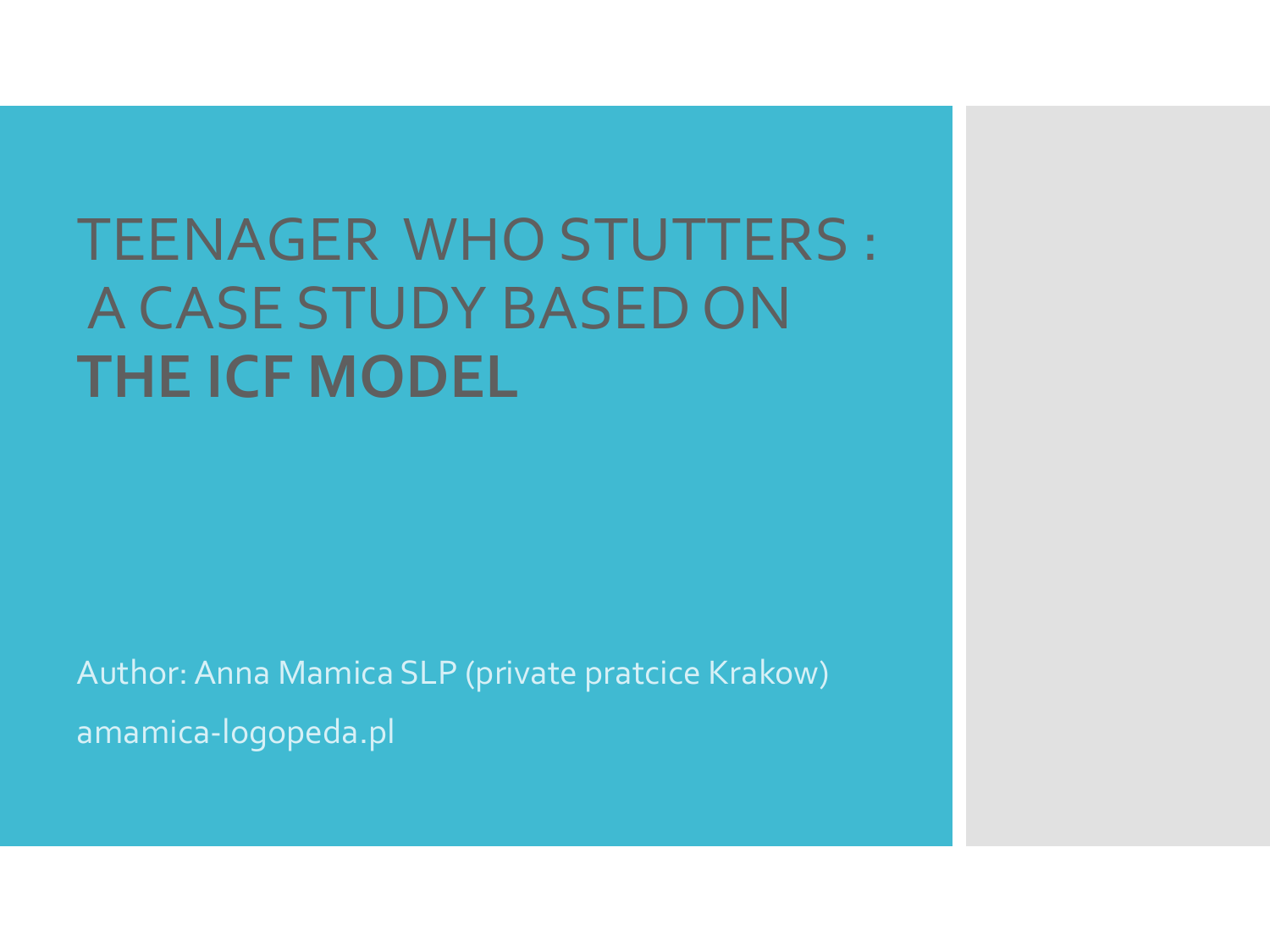# TEENAGER WHO STUTTERS : A CASE STUDY BASED ON **THE ICF MODEL**

Author: Anna Mamica SLP (private pratcice Krakow)

amamica-logopeda.pl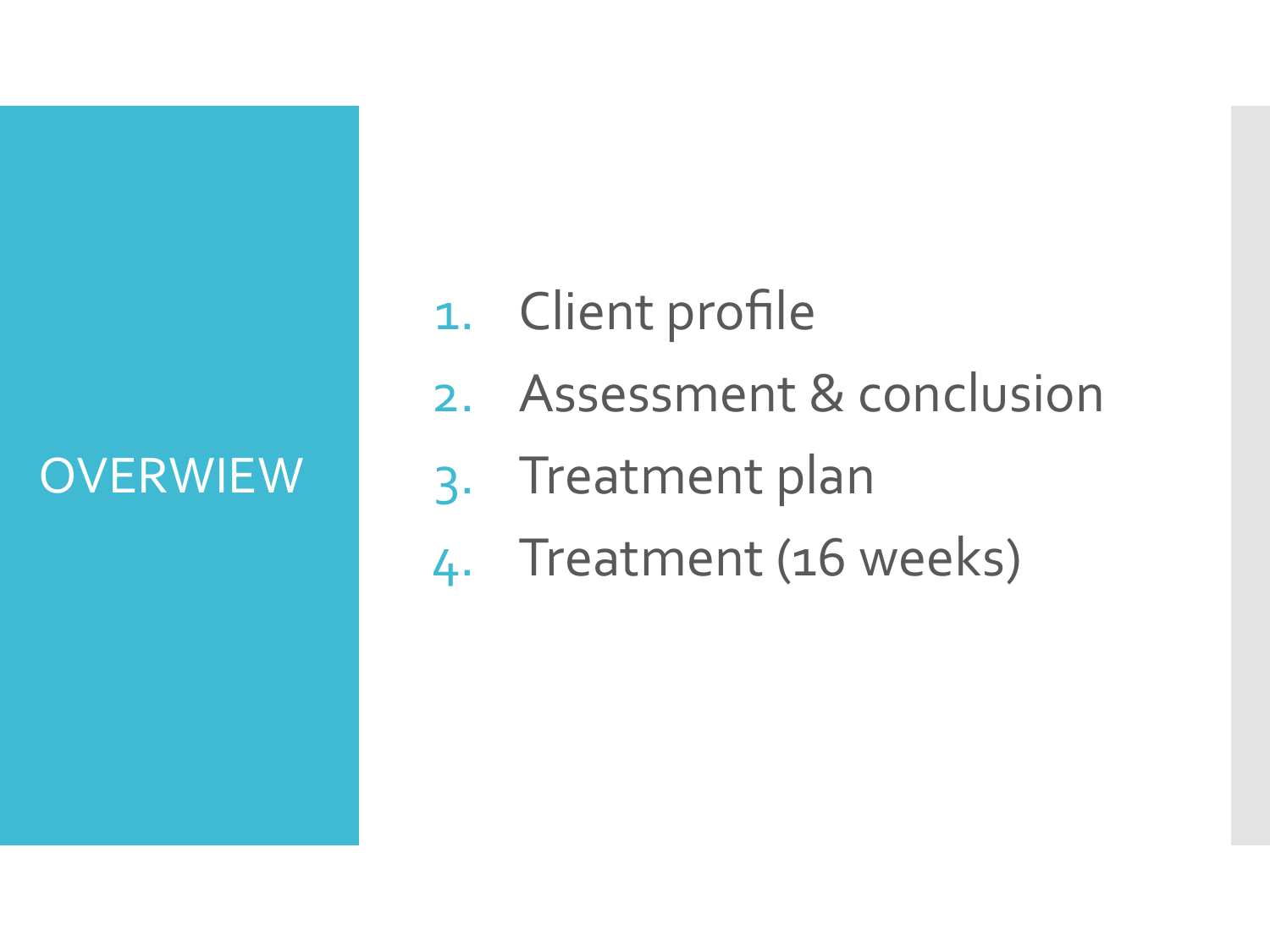# OVERWIEW

1. Client profile
2. Assessment & conclusion
3. Treatment plan
4. Treatment (16 weeks)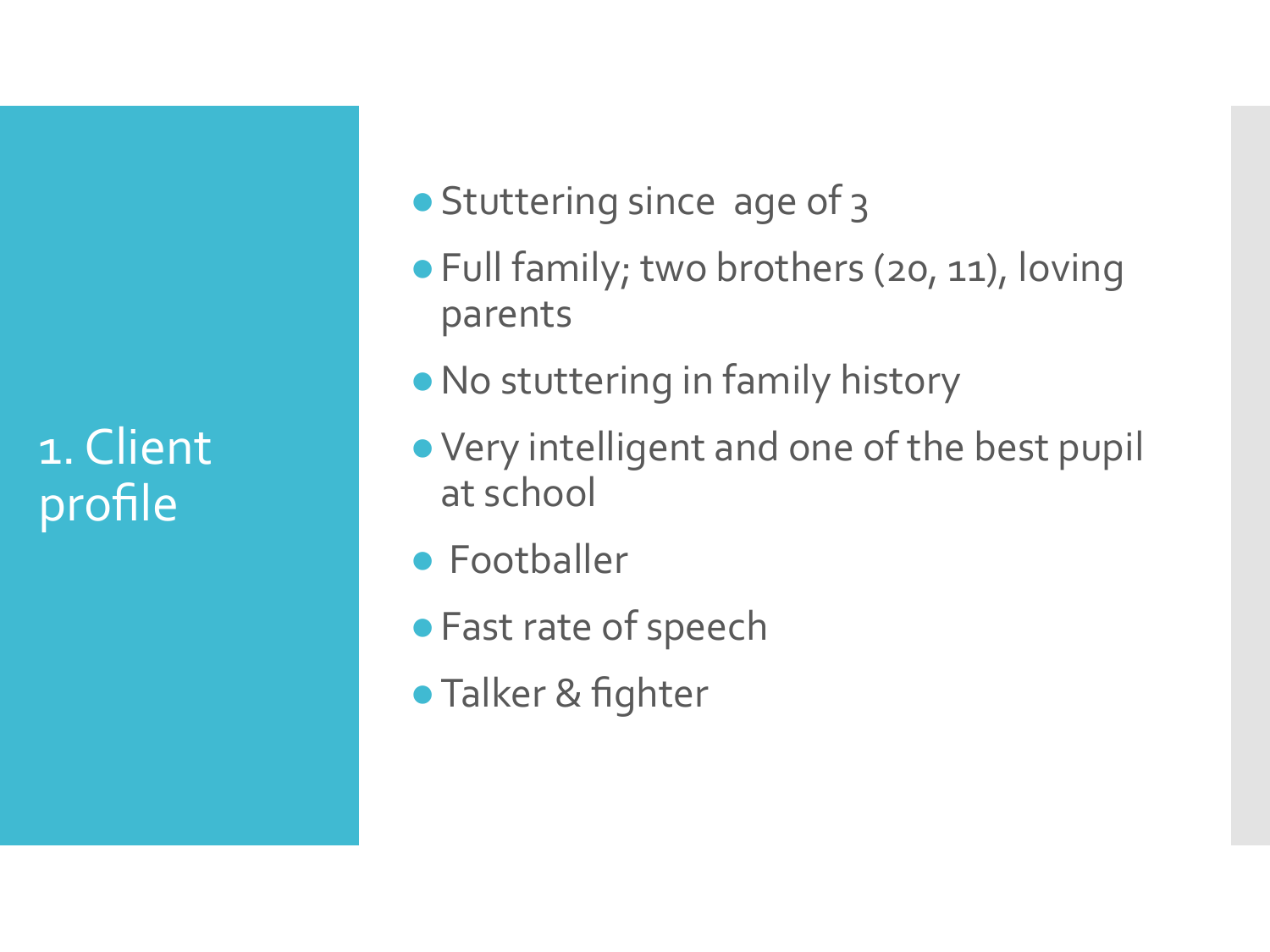# 1. Client profile

- Stuttering since  age of 3
- Full family; two brothers (20, 11), loving parents
- No stuttering in family history
- Very intelligent and one of the best pupil at school
- Footballer
- Fast rate of speech
- Talker & fighter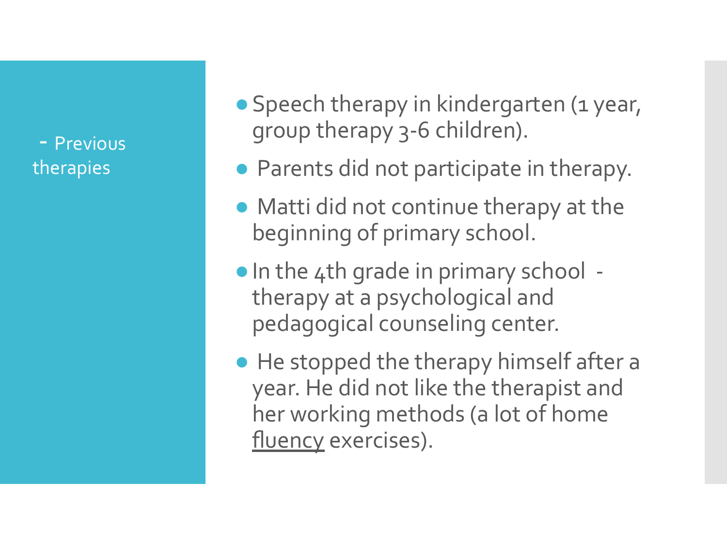## - Previous therapies

- Speech therapy in kindergarten (1 year, group therapy 3-6 children).
- Parents did not participate in therapy.
- Matti did not continue therapy at the beginning of primary school.
- In the 4th grade in primary school - therapy at a psychological and pedagogical counseling center.
- He stopped the therapy himself after a year. He did not like the therapist and her working methods (a lot of home fluency exercises).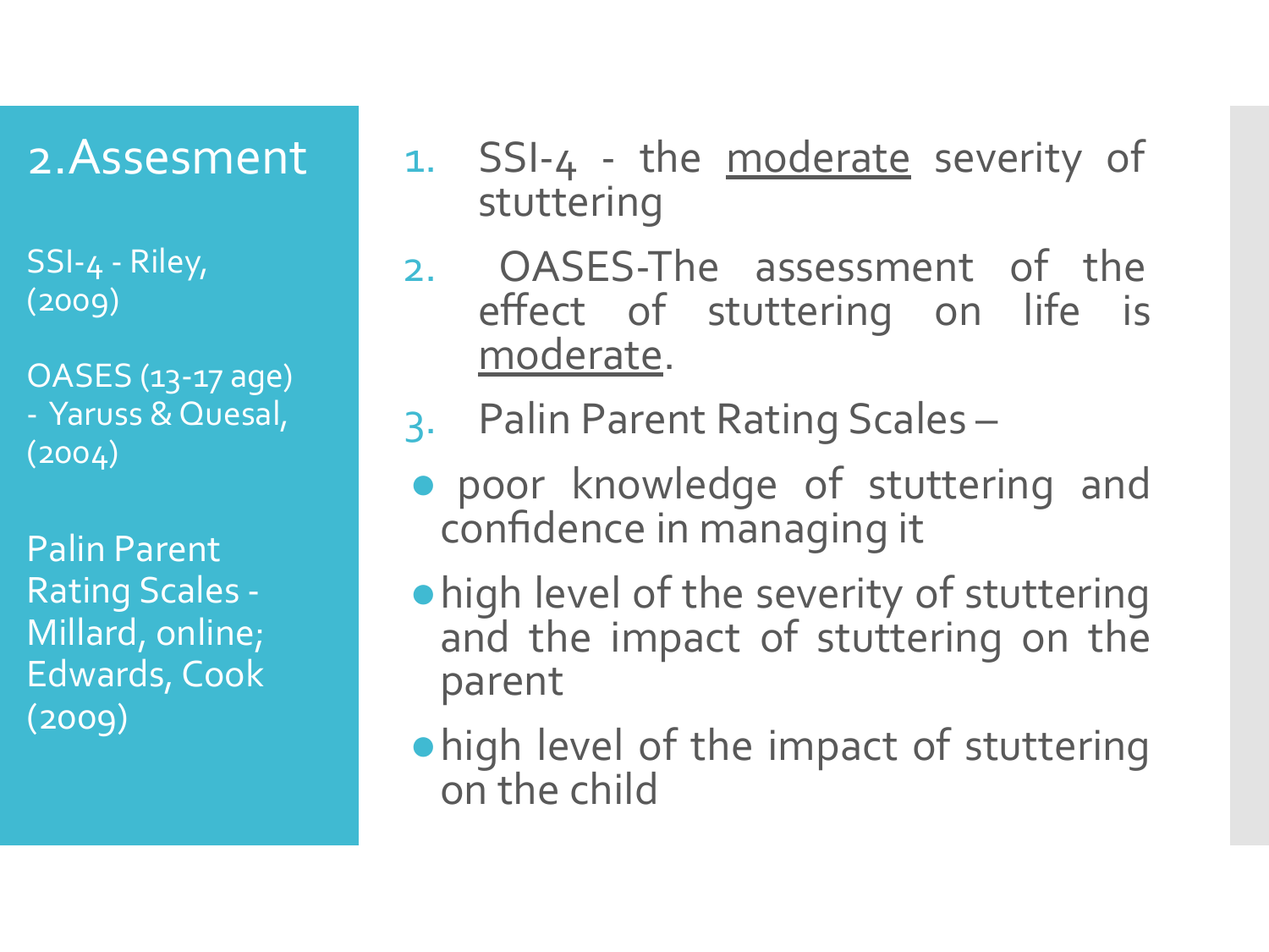## 2.Assesment

SSI-4 - Riley, (2009)

OASES (13-17 age) - Yaruss & Quesal, (2004)

Palin Parent Rating Scales - Millard, online; Edwards, Cook (2009)

1. SSI-4 - the <u>moderate</u> severity of stuttering
2. OASES-The assessment of the effect of stuttering on life is <u>moderate</u>.
3. Palin Parent Rating Scales –

- poor knowledge of stuttering and confidence in managing it
- high level of the severity of stuttering and the impact of stuttering on the parent
- high level of the impact of stuttering on the child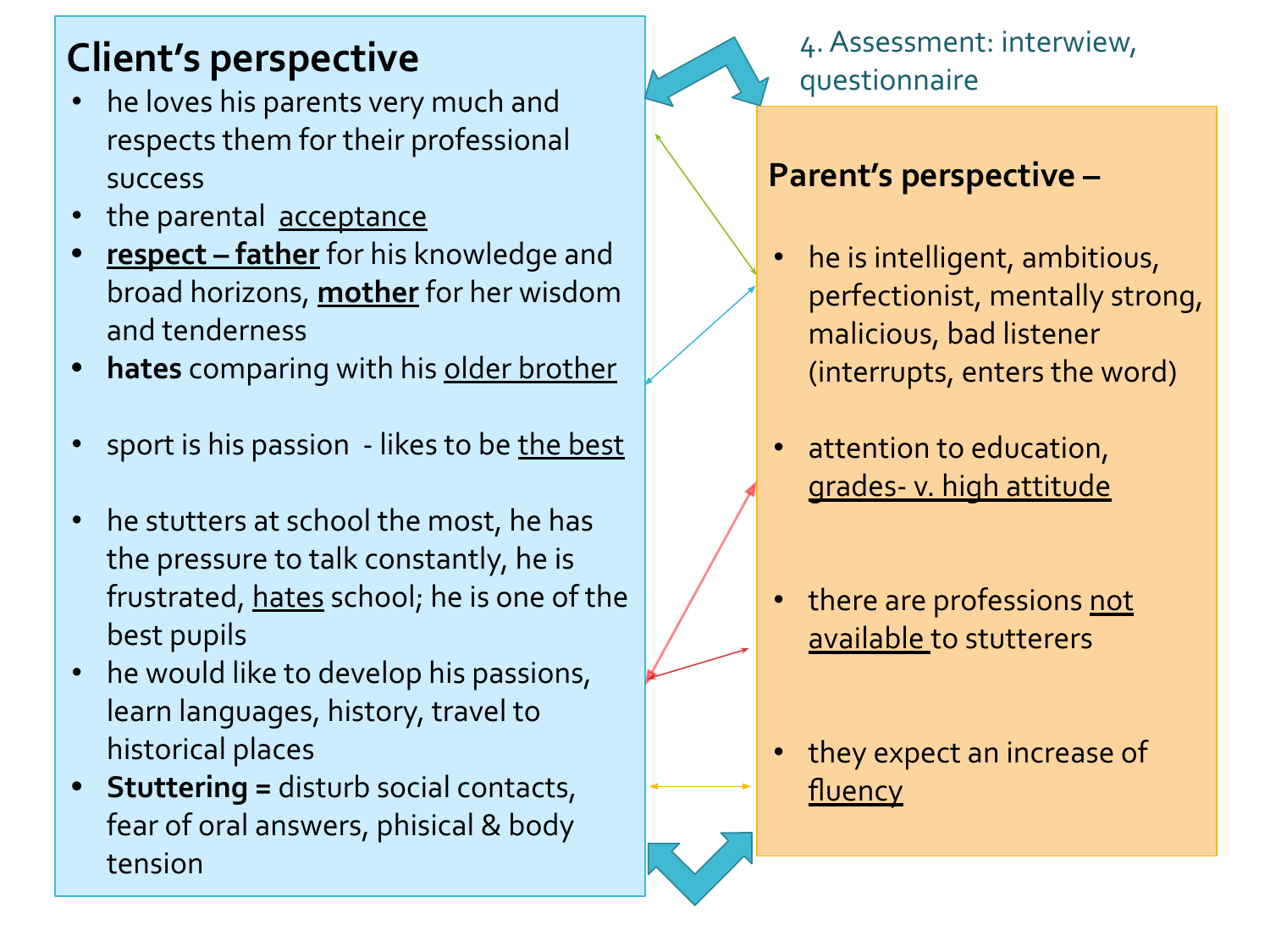## Client's perspective

- he loves his parents very much and respects them for their professional success
- the parental <u>acceptance</u>
- **<u>respect – father</u>** for his knowledge and broad horizons, **<u>mother</u>** for her wisdom and tenderness
- **hates** comparing with his <u>older brother</u>
- sport is his passion - likes to be <u>the best</u>
- he stutters at school the most, he has the pressure to talk constantly, he is frustrated, <u>hates</u> school; he is one of the best pupils
- he would like to develop his passions, learn languages, history, travel to historical places
- **Stuttering =** disturb social contacts, fear of oral answers, phisical & body tension

4. Assessment: interwiew, questionnaire

## Parent's perspective –

- he is intelligent, ambitious, perfectionist, mentally strong, malicious, bad listener (interrupts, enters the word)
- attention to education, <u>grades- v. high attitude</u>
- there are professions <u>not available</u> to stutterers
- they expect an increase of <u>fluency</u>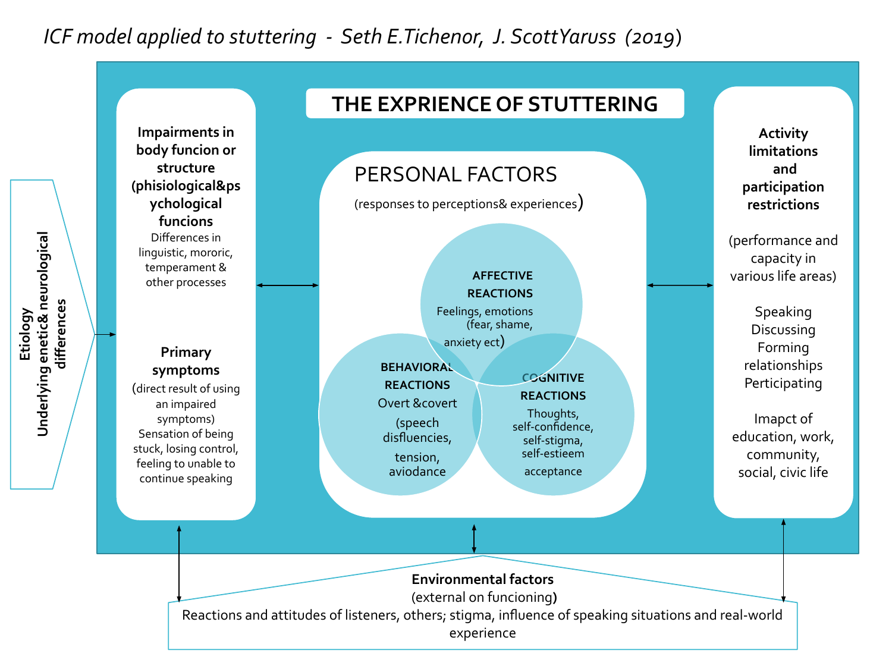*ICF model applied to stuttering - Seth E.Tichenor, J. ScottYaruss (2019)*

**Etiology**
**Underlying enetic& neurological differences**

# THE EXPRIENCE OF STUTTERING

**Impairments in body funcion or structure (phisiological&psychological funcions**

Differences in linguistic, mororic, temperament & other processes

**Primary symptoms**

(direct result of using an impaired symptoms)
Sensation of being stuck, losing control, feeling to unable to continue speaking

## PERSONAL FACTORS

(responses to perceptions& experiences)

**AFFECTIVE REACTIONS**
Feelings, emotions (fear, shame, anxiety ect)

**BEHAVIORAL REACTIONS**
Overt &covert (speech disfluencies, tension, aviodance

**COGNITIVE REACTIONS**
Thoughts, self-confidence, self-stigma, self-estieem acceptance

**Activity limitations and participation restrictions**

(performance and capacity in various life areas)

Speaking
Discussing
Forming relationships
Participating

Imapct of education, work, community, social, civic life

**Environmental factors**
(external on funcioning**)**
Reactions and attitudes of listeners, others; stigma, influence of speaking situations and real-world experience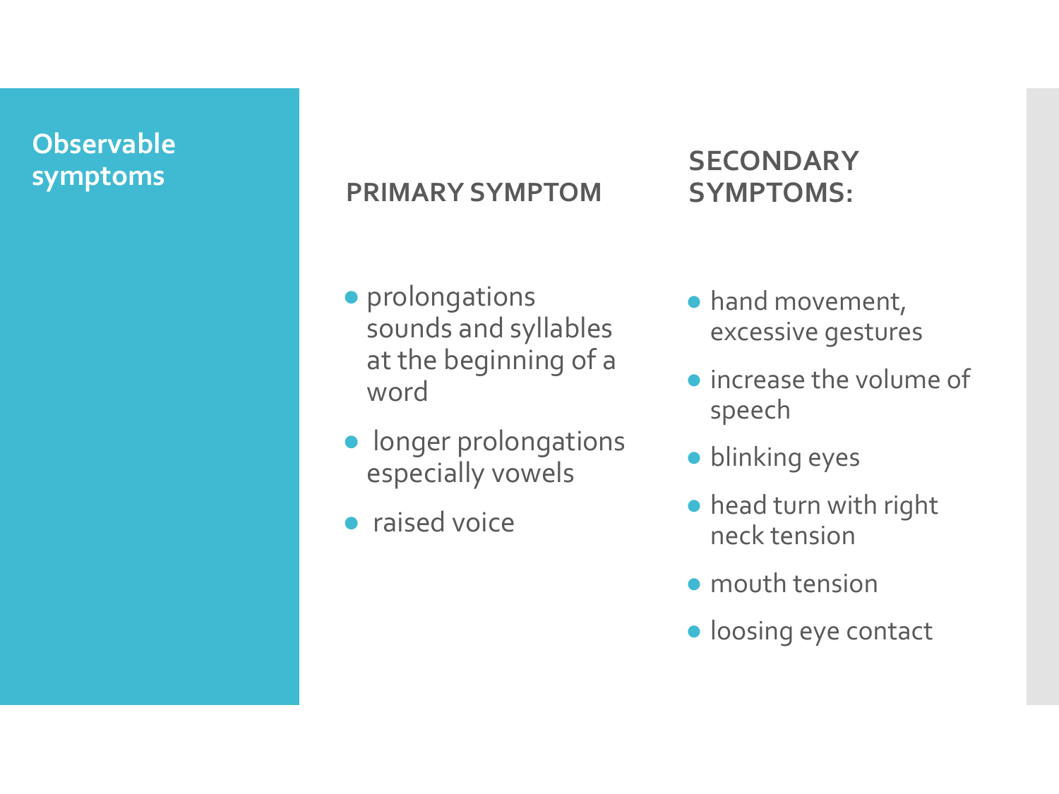## Observable symptoms

### PRIMARY SYMPTOM

- prolongations sounds and syllables at the beginning of a word
- longer prolongations especially vowels
- raised voice

### SECONDARY SYMPTOMS:

- hand movement, excessive gestures
- increase the volume of speech
- blinking eyes
- head turn with right neck tension
- mouth tension
- loosing eye contact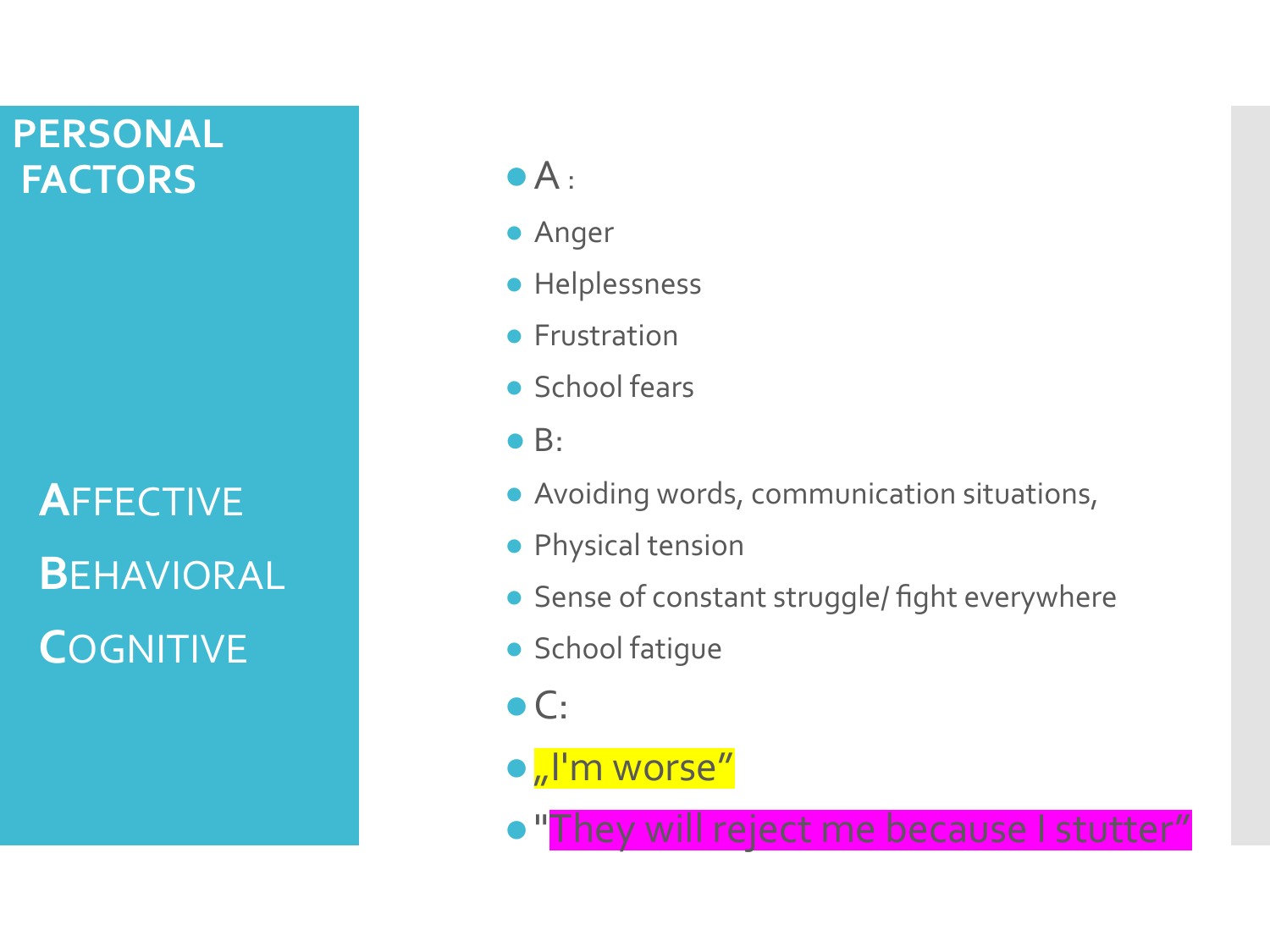## PERSONAL FACTORS

**A**FFECTIVE

**B**EHAVIORAL

**C**OGNITIVE

- A :
- Anger
- Helplessness
- Frustration
- School fears
- B:
- Avoiding words, communication situations,
- Physical tension
- Sense of constant struggle/ fight everywhere
- School fatigue
- C:
- „I'm worse"
- "They will reject me because I stutter"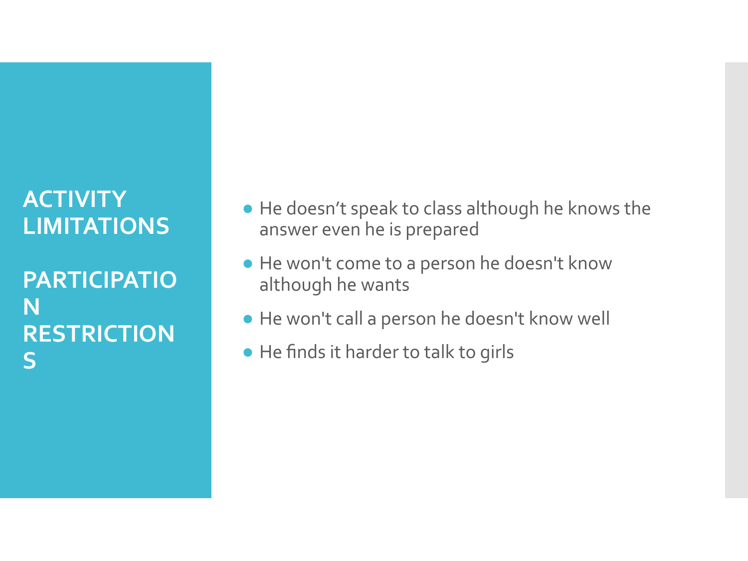## ACTIVITY LIMITATIONS

## PARTICIPATION RESTRICTIONS

- He doesn’t speak to class although he knows the answer even he is prepared
- He won't come to a person he doesn't know although he wants
- He won't call a person he doesn't know well
- He finds it harder to talk to girls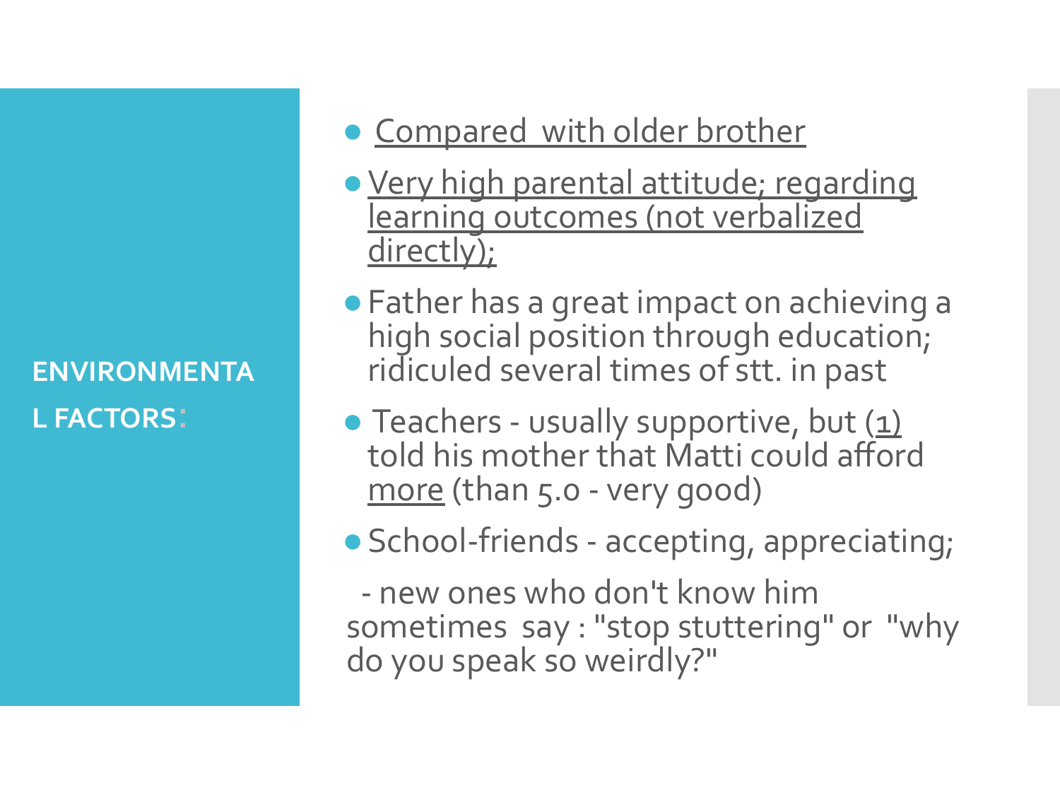## ENVIRONMENTAL FACTORS:

- Compared with older brother
- Very high parental attitude; regarding learning outcomes (not verbalized directly);
- Father has a great impact on achieving a high social position through education; ridiculed several times of stt. in past
- Teachers - usually supportive, but (1) told his mother that Matti could afford more (than 5.0 - very good)
- School-friends - accepting, appreciating;

  - new ones who don't know him sometimes say : "stop stuttering" or "why do you speak so weirdly?"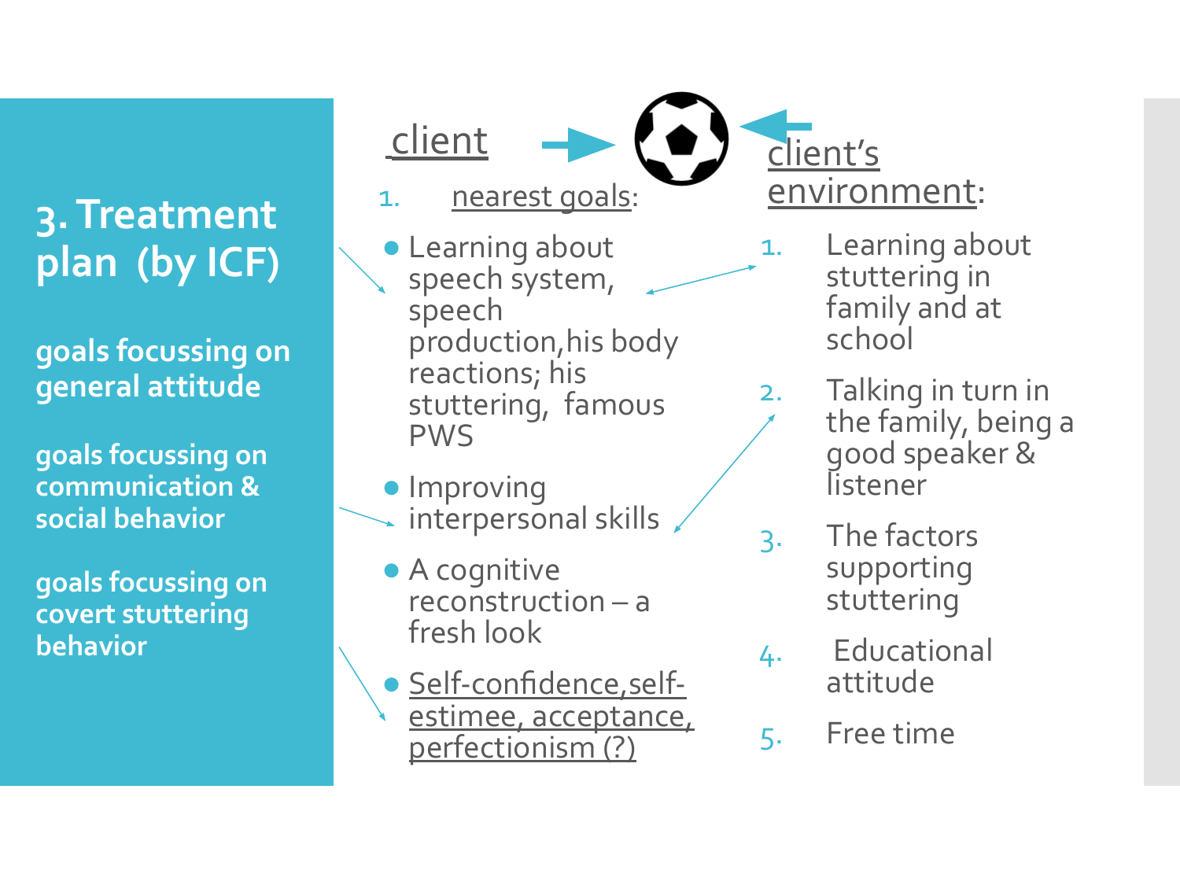# 3. Treatment plan (by ICF)

**goals focussing on general attitude**

**goals focussing on communication & social behavior**

**goals focussing on covert stuttering behavior**

## client

1. nearest goals:

- Learning about speech system, speech production, his body reactions; his stuttering, famous PWS
- Improving interpersonal skills
- A cognitive reconstruction – a fresh look
- Self-confidence, self-estimee, acceptance, perfectionism (?)

## client's environment:

1. Learning about stuttering in family and at school
2. Talking in turn in the family, being a good speaker & listener
3. The factors supporting stuttering
4. Educational attitude
5. Free time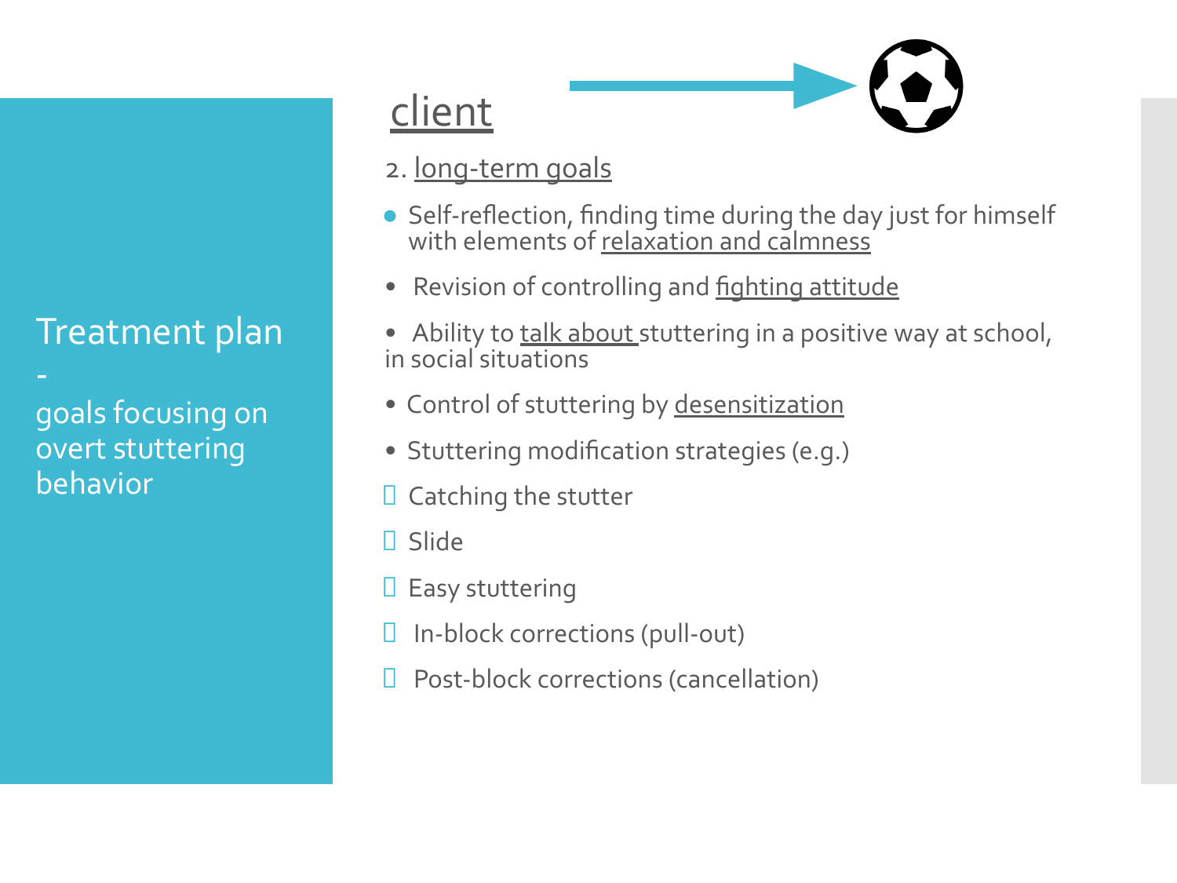# Treatment plan - goals focusing on overt stuttering behavior

## client

2. long-term goals

- Self-reflection, finding time during the day just for himself with elements of relaxation and calmness
- Revision of controlling and fighting attitude
- Ability to talk about stuttering in a positive way at school, in social situations
- Control of stuttering by desensitization
- Stuttering modification strategies (e.g.)
  - Catching the stutter
  - Slide
  - Easy stuttering
  - In-block corrections (pull-out)
  - Post-block corrections (cancellation)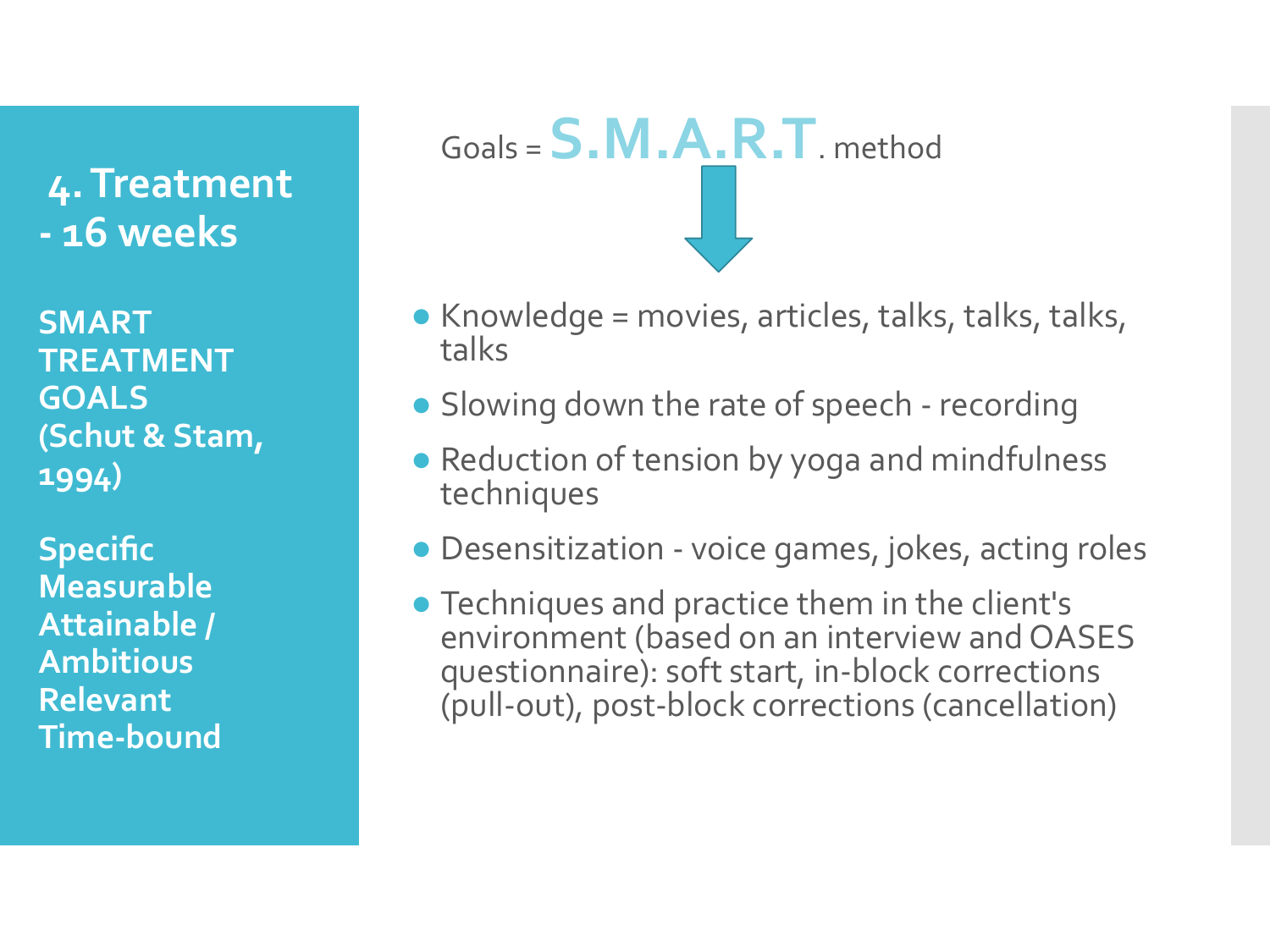## 4. Treatment - 16 weeks

**SMART TREATMENT GOALS (Schut & Stam, 1994)**

**Specific**
**Measurable**
**Attainable / Ambitious**
**Relevant**
**Time-bound**

Goals = **S.M.A.R.T.** method

- Knowledge = movies, articles, talks, talks, talks, talks
- Slowing down the rate of speech - recording
- Reduction of tension by yoga and mindfulness techniques
- Desensitization - voice games, jokes, acting roles
- Techniques and practice them in the client's environment (based on an interview and OASES questionnaire): soft start, in-block corrections (pull-out), post-block corrections (cancellation)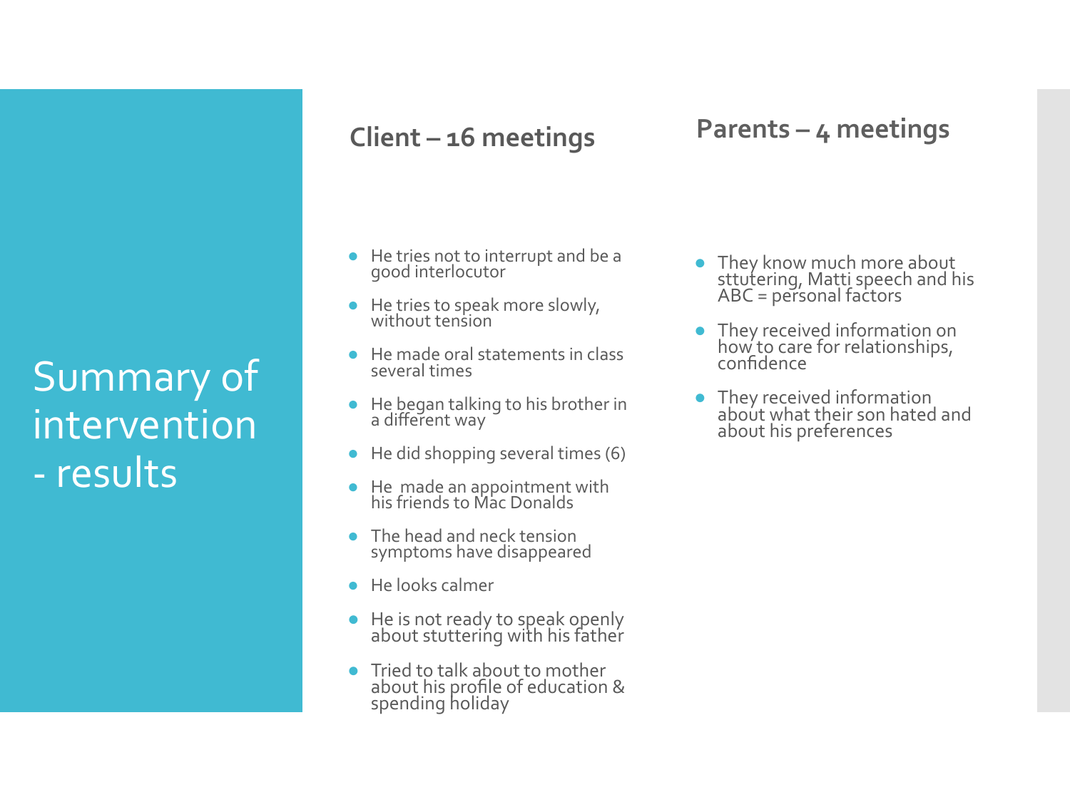# Summary of intervention - results

## Client – 16 meetings

- He tries not to interrupt and be a good interlocutor
- He tries to speak more slowly, without tension
- He made oral statements in class several times
- He began talking to his brother in a different way
- He did shopping several times (6)
- He  made an appointment with his friends to Mac Donalds
- The head and neck tension symptoms have disappeared
- He looks calmer
- He is not ready to speak openly about stuttering with his father
- Tried to talk about to mother about his profile of education & spending holiday

## Parents – 4 meetings

- They know much more about sttutering, Matti speech and his ABC = personal factors
- They received information on how to care for relationships, confidence
- They received information about what their son hated and about his preferences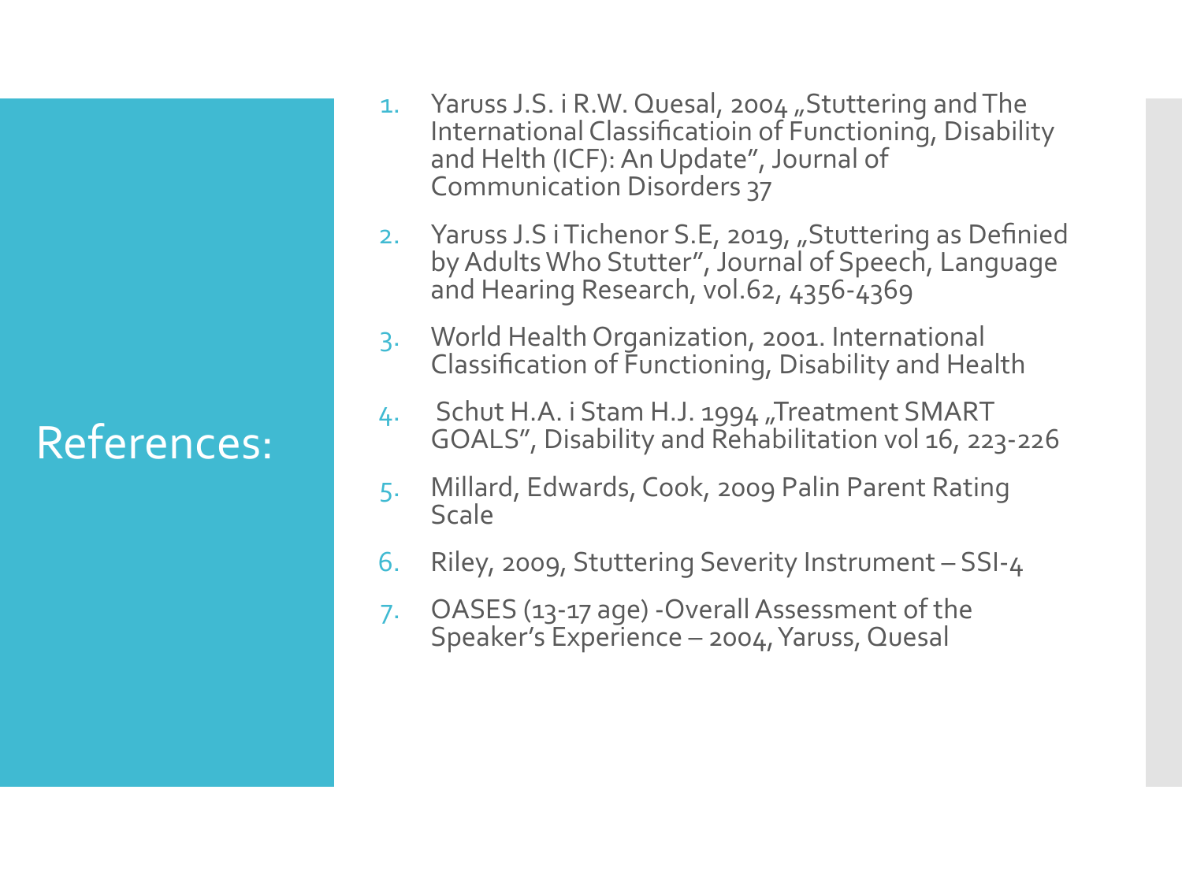# References:

1. Yaruss J.S. i R.W. Quesal, 2004 „Stuttering and The International Classificatioin of Functioning, Disability and Helth (ICF): An Update", Journal of Communication Disorders 37
2. Yaruss J.S i Tichenor S.E, 2019, „Stuttering as Definied by Adults Who Stutter", Journal of Speech, Language and Hearing Research, vol.62, 4356-4369
3. World Health Organization, 2001. International Classification of Functioning, Disability and Health
4. Schut H.A. i Stam H.J. 1994 „Treatment SMART GOALS", Disability and Rehabilitation vol 16, 223-226
5. Millard, Edwards, Cook, 2009 Palin Parent Rating Scale
6. Riley, 2009, Stuttering Severity Instrument – SSI-4
7. OASES (13-17 age) -Overall Assessment of the Speaker's Experience – 2004, Yaruss, Quesal